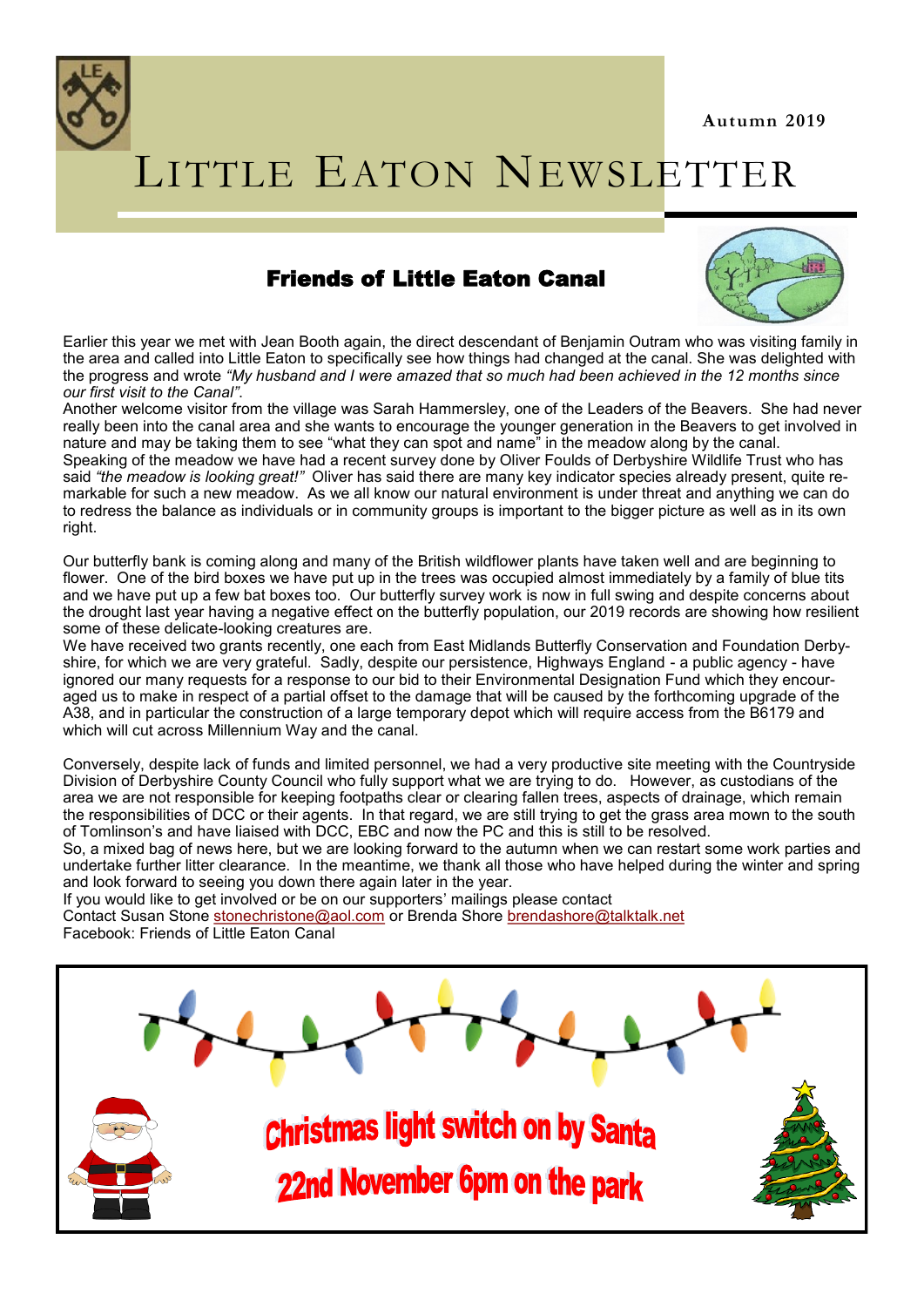Autumn 2019

# LITTLE EATON NEWSLETTER

## Friends of Little Eaton Canal

Earlier this year we met with Jean Booth again, the direct descendant of Benjamin Outram who was visiting family in the area and called into Little Eaton to specifically see how things had changed at the canal. She was delighted with the progress and wrote *"My husband and I were amazed that so much had been achieved in the 12 months since our first visit to the Canal"*.

Another welcome visitor from the village was Sarah Hammersley, one of the Leaders of the Beavers. She had never really been into the canal area and she wants to encourage the younger generation in the Beavers to get involved in nature and may be taking them to see "what they can spot and name" in the meadow along by the canal.

Speaking of the meadow we have had a recent survey done by Oliver Foulds of Derbyshire Wildlife Trust who has said *"the meadow is looking great!"* Oliver has said there are many key indicator species already present, quite remarkable for such a new meadow. As we all know our natural environment is under threat and anything we can do to redress the balance as individuals or in community groups is important to the bigger picture as well as in its own right.

Our butterfly bank is coming along and many of the British wildflower plants have taken well and are beginning to flower. One of the bird boxes we have put up in the trees was occupied almost immediately by a family of blue tits and we have put up a few bat boxes too. Our butterfly survey work is now in full swing and despite concerns about the drought last year having a negative effect on the butterfly population, our 2019 records are showing how resilient some of these delicate-looking creatures are.

We have received two grants recently, one each from East Midlands Butterfly Conservation and Foundation Derbyshire, for which we are very grateful. Sadly, despite our persistence, Highways England - a public agency - have ignored our many requests for a response to our bid to their Environmental Designation Fund which they encouraged us to make in respect of a partial offset to the damage that will be caused by the forthcoming upgrade of the A38, and in particular the construction of a large temporary depot which will require access from the B6179 and which will cut across Millennium Way and the canal.

Conversely, despite lack of funds and limited personnel, we had a very productive site meeting with the Countryside Division of Derbyshire County Council who fully support what we are trying to do. However, as custodians of the area we are not responsible for keeping footpaths clear or clearing fallen trees, aspects of drainage, which remain the responsibilities of DCC or their agents. In that regard, we are still trying to get the grass area mown to the south of Tomlinson's and have liaised with DCC, EBC and now the PC and this is still to be resolved.

So, a mixed bag of news here, but we are looking forward to the autumn when we can restart some work parties and undertake further litter clearance. In the meantime, we thank all those who have helped during the winter and spring and look forward to seeing you down there again later in the year.

If you would like to get involved or be on our supporters' mailings please contact

Contact Susan Stone stonechristone@aol.com or Brenda Shore brendashore@talktalk.net

Facebook: Friends of Little Eaton Canal

**Christmas light switch on by Santa**

**22nd November 6pm on the park**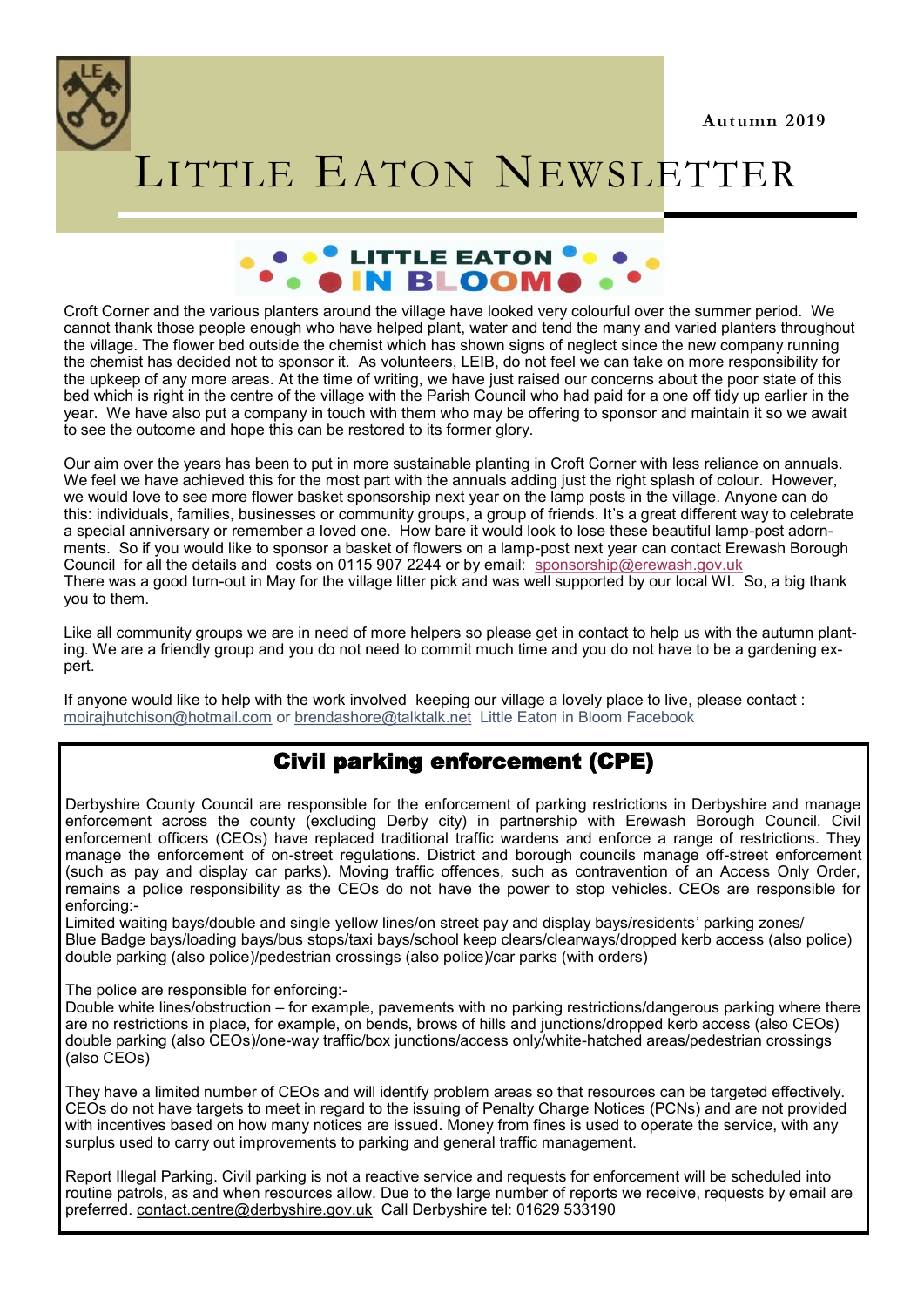Autumn 2019

# Little Eaton Newsletter

## LITTLE EATON IN BLOOM

Croft Corner and the various planters around the village have looked very colourful over the summer period. We cannot thank those people enough who have helped plant, water and tend the many and varied planters throughout the village. The flower bed outside the chemist which has shown signs of neglect since the new company running the chemist has decided not to sponsor it. As volunteers, LEIB, do not feel we can take on more responsibility for the upkeep of any more areas. At the time of writing, we have just raised our concerns about the poor state of this bed which is right in the centre of the village with the Parish Council who had paid for a one off tidy up earlier in the year. We have also put a company in touch with them who may be offering to sponsor and maintain it so we await to see the outcome and hope this can be restored to its former glory.

Our aim over the years has been to put in more sustainable planting in Croft Corner with less reliance on annuals. We feel we have achieved this for the most part with the annuals adding just the right splash of colour. However, we would love to see more flower basket sponsorship next year on the lamp posts in the village. Anyone can do this: individuals, families, businesses or community groups, a group of friends. It's a great different way to celebrate a special anniversary or remember a loved one. How bare it would look to lose these beautiful lamp-post adornments. So if you would like to sponsor a basket of flowers on a lamp-post next year can contact Erewash Borough Council for all the details and costs on 0115 907 2244 or by email: sponsorship@erewash.gov.uk
There was a good turn-out in May for the village litter pick and was well supported by our local WI. So, a big thank you to them.

Like all community groups we are in need of more helpers so please get in contact to help us with the autumn planting. We are a friendly group and you do not need to commit much time and you do not have to be a gardening expert.

If anyone would like to help with the work involved keeping our village a lovely place to live, please contact : moirajhutchison@hotmail.com or brendashore@talktalk.net Little Eaton in Bloom Facebook

## Civil parking enforcement (CPE)

Derbyshire County Council are responsible for the enforcement of parking restrictions in Derbyshire and manage enforcement across the county (excluding Derby city) in partnership with Erewash Borough Council. Civil enforcement officers (CEOs) have replaced traditional traffic wardens and enforce a range of restrictions. They manage the enforcement of on-street regulations. District and borough councils manage off-street enforcement (such as pay and display car parks). Moving traffic offences, such as contravention of an Access Only Order, remains a police responsibility as the CEOs do not have the power to stop vehicles. CEOs are responsible for enforcing:-
Limited waiting bays/double and single yellow lines/on street pay and display bays/residents' parking zones/ Blue Badge bays/loading bays/bus stops/taxi bays/school keep clears/clearways/dropped kerb access (also police) double parking (also police)/pedestrian crossings (also police)/car parks (with orders)

The police are responsible for enforcing:-
Double white lines/obstruction – for example, pavements with no parking restrictions/dangerous parking where there are no restrictions in place, for example, on bends, brows of hills and junctions/dropped kerb access (also CEOs) double parking (also CEOs)/one-way traffic/box junctions/access only/white-hatched areas/pedestrian crossings (also CEOs)

They have a limited number of CEOs and will identify problem areas so that resources can be targeted effectively. CEOs do not have targets to meet in regard to the issuing of Penalty Charge Notices (PCNs) and are not provided with incentives based on how many notices are issued. Money from fines is used to operate the service, with any surplus used to carry out improvements to parking and general traffic management.

Report Illegal Parking. Civil parking is not a reactive service and requests for enforcement will be scheduled into routine patrols, as and when resources allow. Due to the large number of reports we receive, requests by email are preferred. contact.centre@derbyshire.gov.uk Call Derbyshire tel: 01629 533190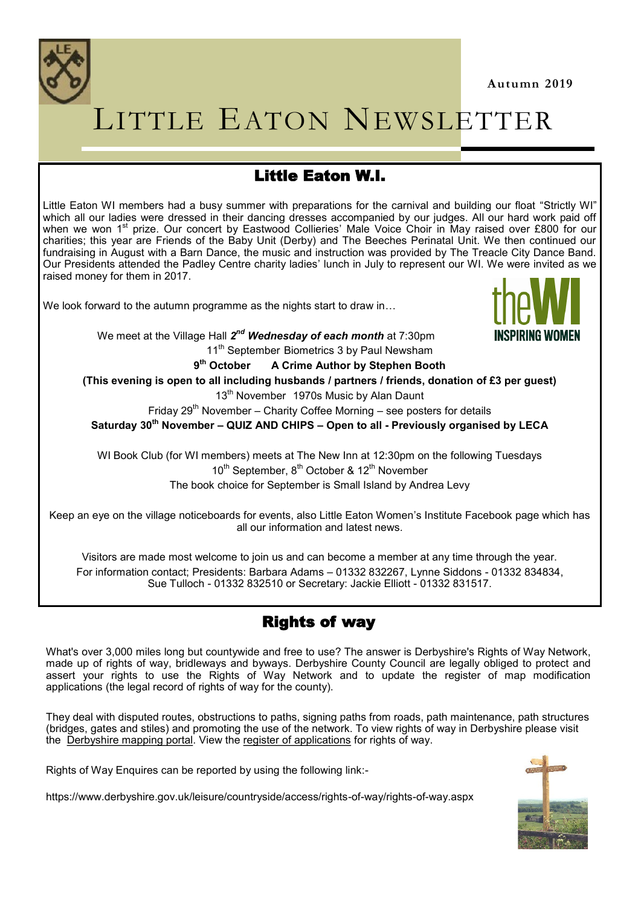Autumn 2019

# LITTLE EATON NEWSLETTER

## Little Eaton W.I.

Little Eaton WI members had a busy summer with preparations for the carnival and building our float "Strictly WI" which all our ladies were dressed in their dancing dresses accompanied by our judges. All our hard work paid off when we won 1st prize. Our concert by Eastwood Collieries' Male Voice Choir in May raised over £800 for our charities; this year are Friends of the Baby Unit (Derby) and The Beeches Perinatal Unit. We then continued our fundraising in August with a Barn Dance, the music and instruction was provided by The Treacle City Dance Band. Our Presidents attended the Padley Centre charity ladies' lunch in July to represent our WI. We were invited as we raised money for them in 2017.

We look forward to the autumn programme as the nights start to draw in…

We meet at the Village Hall ***2nd Wednesday of each month*** at 7:30pm

11th September Biometrics 3 by Paul Newsham

**9th October A Crime Author by Stephen Booth**

**(This evening is open to all including husbands / partners / friends, donation of £3 per guest)**

13th November 1970s Music by Alan Daunt

Friday 29th November – Charity Coffee Morning – see posters for details

**Saturday 30th November – QUIZ AND CHIPS – Open to all - Previously organised by LECA**

WI Book Club (for WI members) meets at The New Inn at 12:30pm on the following Tuesdays

10th September, 8th October & 12th November

The book choice for September is Small Island by Andrea Levy

Keep an eye on the village noticeboards for events, also Little Eaton Women's Institute Facebook page which has all our information and latest news.

Visitors are made most welcome to join us and can become a member at any time through the year.

For information contact; Presidents: Barbara Adams – 01332 832267, Lynne Siddons - 01332 834834, Sue Tulloch - 01332 832510 or Secretary: Jackie Elliott - 01332 831517.

## Rights of way

What's over 3,000 miles long but countywide and free to use? The answer is Derbyshire's Rights of Way Network, made up of rights of way, bridleways and byways. Derbyshire County Council are legally obliged to protect and assert your rights to use the Rights of Way Network and to update the register of map modification applications (the legal record of rights of way for the county).

They deal with disputed routes, obstructions to paths, signing paths from roads, path maintenance, path structures (bridges, gates and stiles) and promoting the use of the network. To view rights of way in Derbyshire please visit the Derbyshire mapping portal. View the register of applications for rights of way.

Rights of Way Enquires can be reported by using the following link:-

https://www.derbyshire.gov.uk/leisure/countryside/access/rights-of-way/rights-of-way.aspx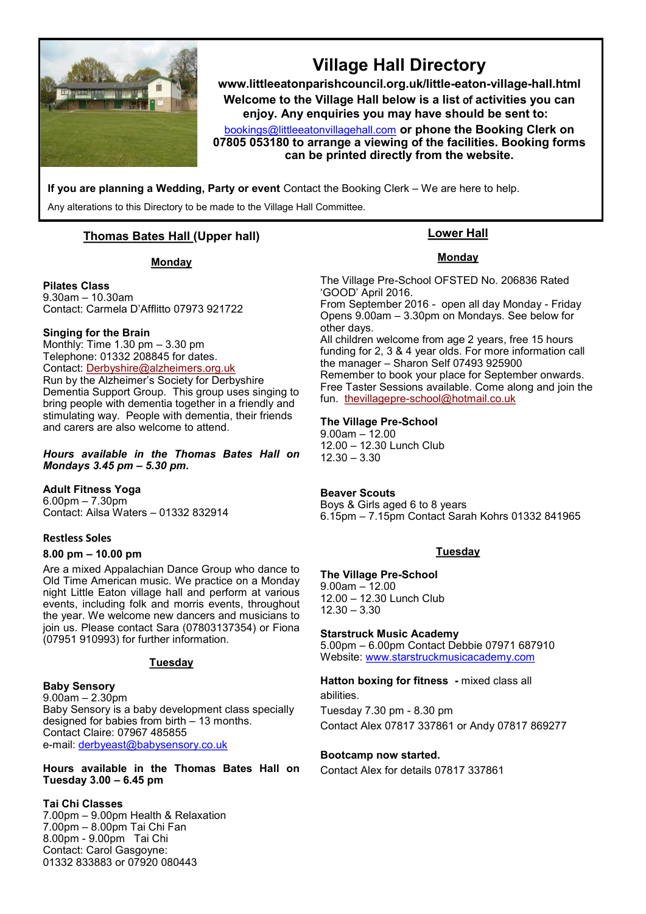# Village Hall Directory

**www.littleeatonparishcouncil.org.uk/little-eaton-village-hall.html**

**Welcome to the Village Hall below is a list of activities you can enjoy. Any enquiries you may have should be sent to:**

bookings@littleeatonvillagehall.com **or phone the Booking Clerk on 07805 053180 to arrange a viewing of the facilities. Booking forms can be printed directly from the website.**

**If you are planning a Wedding, Party or event** Contact the Booking Clerk – We are here to help.

Any alterations to this Directory to be made to the Village Hall Committee.

## Thomas Bates Hall (Upper hall)

### Monday

**Pilates Class**
9.30am – 10.30am
Contact: Carmela D'Afflitto 07973 921722

**Singing for the Brain**
Monthly: Time 1.30 pm – 3.30 pm
Telephone: 01332 208845 for dates.
Contact: Derbyshire@alzheimers.org.uk
Run by the Alzheimer's Society for Derbyshire Dementia Support Group. This group uses singing to bring people with dementia together in a friendly and stimulating way. People with dementia, their friends and carers are also welcome to attend.

***Hours available in the Thomas Bates Hall on Mondays 3.45 pm – 5.30 pm.***

**Adult Fitness Yoga**
6.00pm – 7.30pm
Contact: Ailsa Waters – 01332 832914

**Restless Soles**

**8.00 pm – 10.00 pm**

Are a mixed Appalachian Dance Group who dance to Old Time American music. We practice on a Monday night Little Eaton village hall and perform at various events, including folk and morris events, throughout the year. We welcome new dancers and musicians to join us. Please contact Sara (07803137354) or Fiona (07951 910993) for further information.

### Tuesday

**Baby Sensory**
9.00am – 2.30pm
Baby Sensory is a baby development class specially designed for babies from birth – 13 months.
Contact Claire: 07967 485855
e-mail: derbyeast@babysensory.co.uk

**Hours available in the Thomas Bates Hall on Tuesday 3.00 – 6.45 pm**

**Tai Chi Classes**
7.00pm – 9.00pm Health & Relaxation
7.00pm – 8.00pm Tai Chi Fan
8.00pm - 9.00pm Tai Chi
Contact: Carol Gasgoyne:
01332 833883 or 07920 080443

## Lower Hall

### Monday

The Village Pre-School OFSTED No. 206836 Rated 'GOOD' April 2016.
From September 2016 - open all day Monday - Friday
Opens 9.00am – 3.30pm on Mondays. See below for other days.
All children welcome from age 2 years, free 15 hours funding for 2, 3 & 4 year olds. For more information call the manager – Sharon Self 07493 925900
Remember to book your place for September onwards.
Free Taster Sessions available. Come along and join the fun. thevillagepre-school@hotmail.co.uk

**The Village Pre-School**
9.00am – 12.00
12.00 – 12.30 Lunch Club
12.30 – 3.30

**Beaver Scouts**
Boys & Girls aged 6 to 8 years
6.15pm – 7.15pm Contact Sarah Kohrs 01332 841965

### Tuesday

**The Village Pre-School**
9.00am – 12.00
12.00 – 12.30 Lunch Club
12.30 – 3.30

**Starstruck Music Academy**
5.00pm – 6.00pm Contact Debbie 07971 687910
Website: www.starstruckmusicacademy.com

**Hatton boxing for fitness -** mixed class all abilities.

Tuesday 7.30 pm - 8.30 pm

Contact Alex 07817 337861 or Andy 07817 869277

**Bootcamp now started.**

Contact Alex for details 07817 337861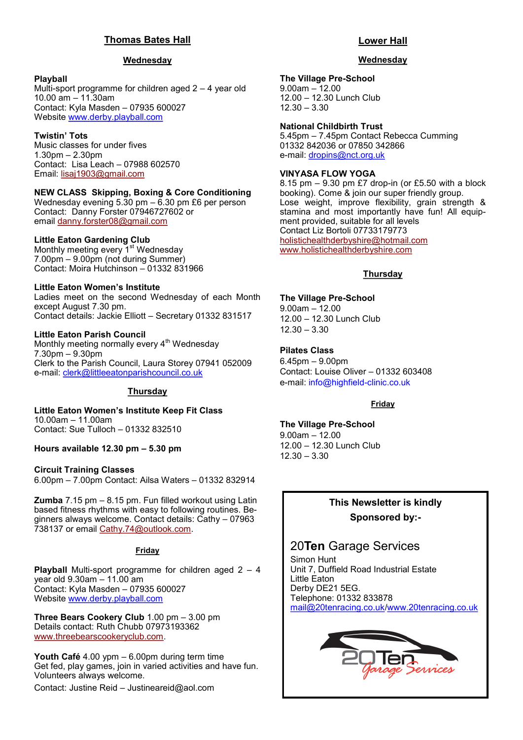## Thomas Bates Hall

### Wednesday

**Playball**
Multi-sport programme for children aged 2 – 4 year old
10.00 am – 11.30am
Contact: Kyla Masden – 07935 600027
Website www.derby.playball.com

**Twistin' Tots**
Music classes for under fives
1.30pm – 2.30pm
Contact: Lisa Leach – 07988 602570
Email: lisaj1903@gmail.com

**NEW CLASS Skipping, Boxing & Core Conditioning**
Wednesday evening 5.30 pm – 6.30 pm £6 per person
Contact: Danny Forster 07946727602 or
email danny.forster08@gmail.com

**Little Eaton Gardening Club**
Monthly meeting every 1st Wednesday
7.00pm – 9.00pm (not during Summer)
Contact: Moira Hutchinson – 01332 831966

**Little Eaton Women's Institute**
Ladies meet on the second Wednesday of each Month except August 7.30 pm.
Contact details: Jackie Elliott – Secretary 01332 831517

**Little Eaton Parish Council**
Monthly meeting normally every 4th Wednesday
7.30pm – 9.30pm
Clerk to the Parish Council, Laura Storey 07941 052009
e-mail: clerk@littleeatonparishcouncil.co.uk

### Thursday

**Little Eaton Women's Institute Keep Fit Class**
10.00am – 11.00am
Contact: Sue Tulloch – 01332 832510

**Hours available 12.30 pm – 5.30 pm**

**Circuit Training Classes**
6.00pm – 7.00pm Contact: Ailsa Waters – 01332 832914

**Zumba** 7.15 pm – 8.15 pm. Fun filled workout using Latin based fitness rhythms with easy to following routines. Beginners always welcome. Contact details: Cathy – 07963 738137 or email Cathy.74@outlook.com.

### Friday

**Playball** Multi-sport programme for children aged 2 – 4 year old 9.30am – 11.00 am
Contact: Kyla Masden – 07935 600027
Website www.derby.playball.com

**Three Bears Cookery Club** 1.00 pm – 3.00 pm
Details contact: Ruth Chubb 07973193362
www.threebearscookeryclub.com.

**Youth Café** 4.00 ypm – 6.00pm during term time
Get fed, play games, join in varied activities and have fun. Volunteers always welcome.
Contact: Justine Reid – Justineareid@aol.com

## Lower Hall

### Wednesday

**The Village Pre-School**
9.00am – 12.00
12.00 – 12.30 Lunch Club
12.30 – 3.30

**National Childbirth Trust**
5.45pm – 7.45pm Contact Rebecca Cumming
01332 842036 or 07850 342866
e-mail: dropins@nct.org.uk

**VINYASA FLOW YOGA**
8.15 pm – 9.30 pm £7 drop-in (or £5.50 with a block booking). Come & join our super friendly group.
Lose weight, improve flexibility, grain strength & stamina and most importantly have fun! All equipment provided, suitable for all levels
Contact Liz Bortoli 07733179773
holistichealthderbyshire@hotmail.com
www.holistichealthderbyshire.com

### Thursday

**The Village Pre-School**
9.00am – 12.00
12.00 – 12.30 Lunch Club
12.30 – 3.30

**Pilates Class**
6.45pm – 9.00pm
Contact: Louise Oliver – 01332 603408
e-mail: info@highfield-clinic.co.uk

### Friday

**The Village Pre-School**
9.00am – 12.00
12.00 – 12.30 Lunch Club
12.30 – 3.30

**This Newsletter is kindly Sponsored by:-**

20**Ten** Garage Services
Simon Hunt
Unit 7, Duffield Road Industrial Estate
Little Eaton
Derby DE21 5EG.
Telephone: 01332 833878
mail@20tenracing.co.uk/www.20tenracing.co.uk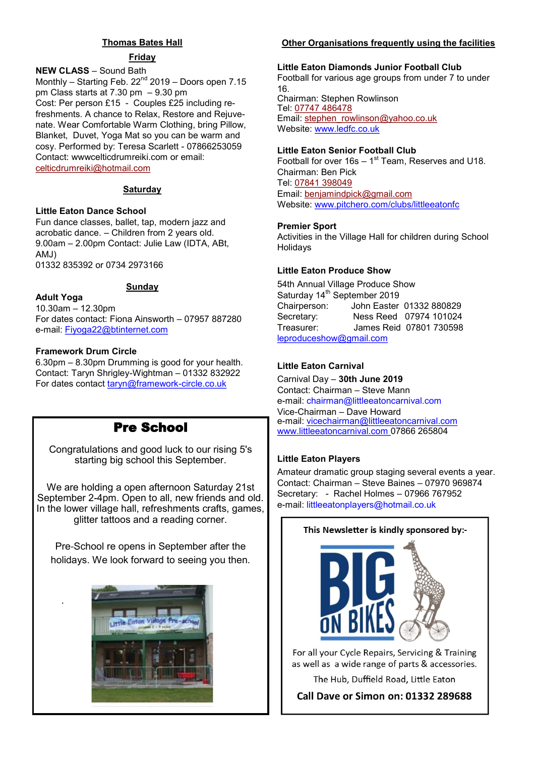## Thomas Bates Hall

### Friday

**NEW CLASS** – Sound Bath
Monthly – Starting Feb. 22nd 2019 – Doors open 7.15 pm Class starts at 7.30 pm – 9.30 pm
Cost: Per person £15 - Couples £25 including re-freshments. A chance to Relax, Restore and Rejuvenate. Wear Comfortable Warm Clothing, bring Pillow, Blanket, Duvet, Yoga Mat so you can be warm and cosy. Performed by: Teresa Scarlett - 07866253059
Contact: wwwcelticdrumreiki.com or email: celticdrumreiki@hotmail.com

### Saturday

**Little Eaton Dance School**
Fun dance classes, ballet, tap, modern jazz and acrobatic dance. – Children from 2 years old.
9.00am – 2.00pm Contact: Julie Law (IDTA, ABt, AMJ)
01332 835392 or 0734 2973166

### Sunday

**Adult Yoga**
10.30am – 12.30pm
For dates contact: Fiona Ainsworth – 07957 887280
e-mail: Fiyoga22@btinternet.com

**Framework Drum Circle**
6.30pm – 8.30pm Drumming is good for your health.
Contact: Taryn Shrigley-Wightman – 01332 832922
For dates contact taryn@framework-circle.co.uk

## Pre School

Congratulations and good luck to our rising 5's starting big school this September.

We are holding a open afternoon Saturday 21st September 2-4pm. Open to all, new friends and old. In the lower village hall, refreshments crafts, games, glitter tattoos and a reading corner.

Pre-School re opens in September after the holidays. We look forward to seeing you then.

## Other Organisations frequently using the facilities

**Little Eaton Diamonds Junior Football Club**
Football for various age groups from under 7 to under 16.
Chairman: Stephen Rowlinson
Tel: 07747 486478
Email: stephen_rowlinson@yahoo.co.uk
Website: www.ledfc.co.uk

**Little Eaton Senior Football Club**
Football for over 16s – 1st Team, Reserves and U18.
Chairman: Ben Pick
Tel: 07841 398049
Email: benjamindpick@gmail.com
Website: www.pitchero.com/clubs/littleeatonfc

**Premier Sport**
Activities in the Village Hall for children during School Holidays

**Little Eaton Produce Show**
54th Annual Village Produce Show
Saturday 14th September 2019
Chairperson: John Easter 01332 880829
Secretary: Ness Reed 07974 101024
Treasurer: James Reid 07801 730598
leproduceshow@gmail.com

**Little Eaton Carnival**
Carnival Day – **30th June 2019**
Contact: Chairman – Steve Mann
e-mail: chairman@littleeatoncarnival.com
Vice-Chairman – Dave Howard
e-mail: vicechairman@littleeatoncarnival.com
www.littleeatoncarnival.com 07866 265804

**Little Eaton Players**
Amateur dramatic group staging several events a year.
Contact: Chairman – Steve Baines – 07970 969874
Secretary: - Rachel Holmes – 07966 767952
e-mail: littleeatonplayers@hotmail.co.uk

**This Newsletter is kindly sponsored by:-**

BIG ON BIKES

For all your Cycle Repairs, Servicing & Training as well as a wide range of parts & accessories.

The Hub, Duffield Road, Little Eaton

**Call Dave or Simon on: 01332 289688**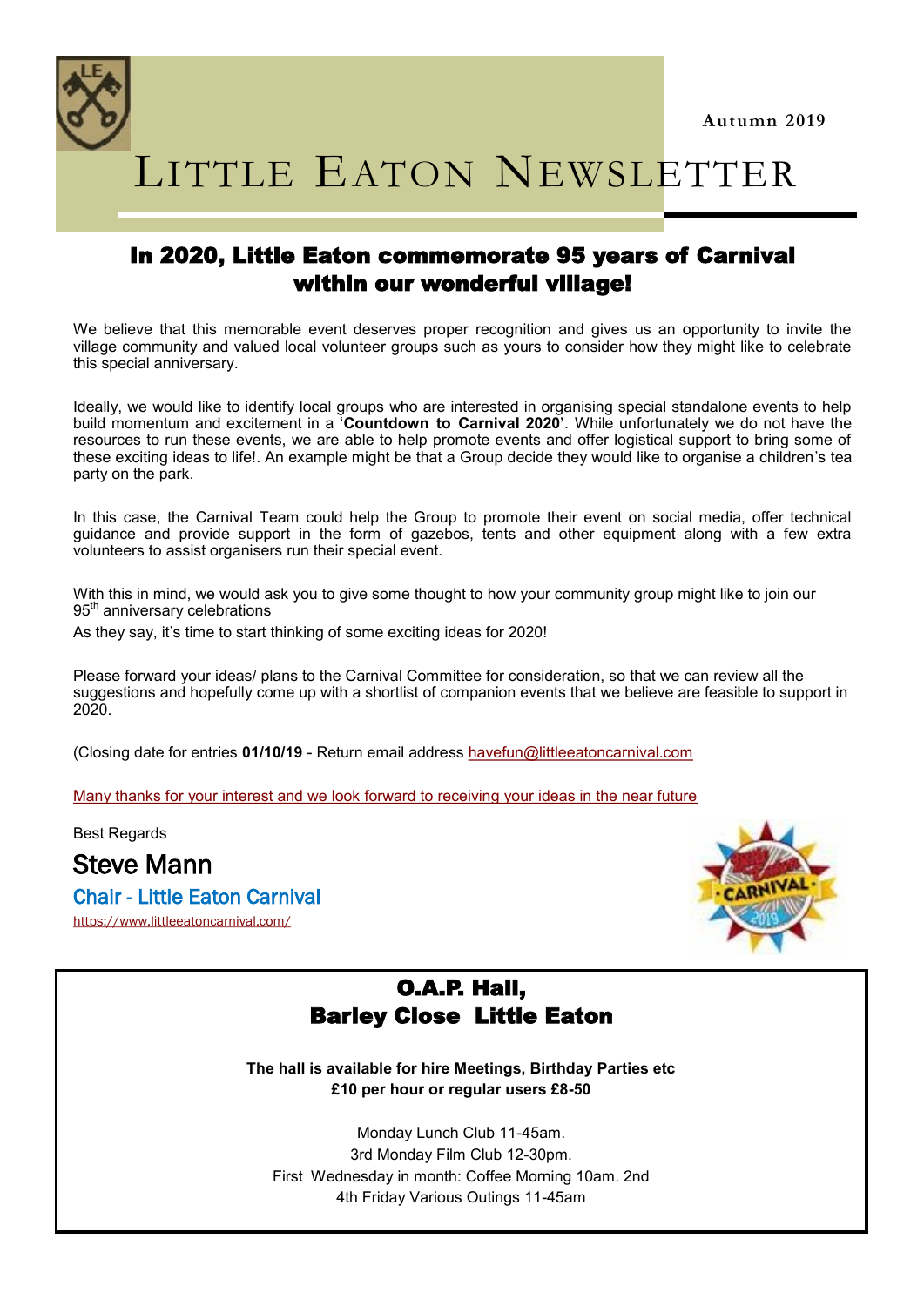Autumn 2019

# Little Eaton Newsletter

## In 2020, Little Eaton commemorate 95 years of Carnival within our wonderful village!

We believe that this memorable event deserves proper recognition and gives us an opportunity to invite the village community and valued local volunteer groups such as yours to consider how they might like to celebrate this special anniversary.

Ideally, we would like to identify local groups who are interested in organising special standalone events to help build momentum and excitement in a '**Countdown to Carnival 2020'**. While unfortunately we do not have the resources to run these events, we are able to help promote events and offer logistical support to bring some of these exciting ideas to life!. An example might be that a Group decide they would like to organise a children's tea party on the park.

In this case, the Carnival Team could help the Group to promote their event on social media, offer technical guidance and provide support in the form of gazebos, tents and other equipment along with a few extra volunteers to assist organisers run their special event.

With this in mind, we would ask you to give some thought to how your community group might like to join our 95th anniversary celebrations

As they say, it's time to start thinking of some exciting ideas for 2020!

Please forward your ideas/ plans to the Carnival Committee for consideration, so that we can review all the suggestions and hopefully come up with a shortlist of companion events that we believe are feasible to support in 2020.

(Closing date for entries **01/10/19** - Return email address havefun@littleeatoncarnival.com

Many thanks for your interest and we look forward to receiving your ideas in the near future

Best Regards

Steve Mann

Chair - Little Eaton Carnival

https://www.littleeatoncarnival.com/

## O.A.P. Hall, Barley Close Little Eaton

**The hall is available for hire Meetings, Birthday Parties etc**
**£10 per hour or regular users £8-50**

Monday Lunch Club 11-45am.
3rd Monday Film Club 12-30pm.
First Wednesday in month: Coffee Morning 10am. 2nd
4th Friday Various Outings 11-45am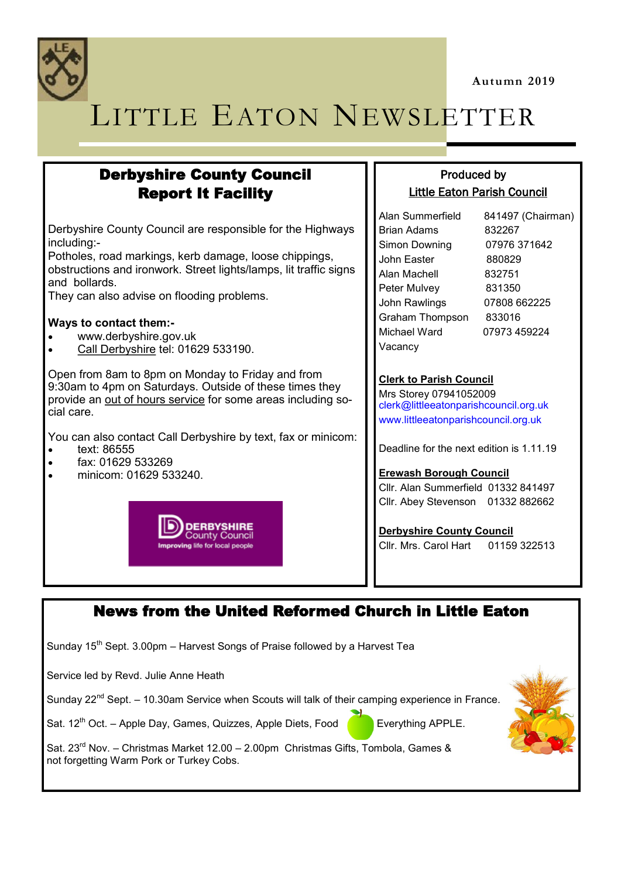Autumn 2019

# Little Eaton Newsletter

## Derbyshire County Council Report It Facility

Derbyshire County Council are responsible for the Highways including:-
Potholes, road markings, kerb damage, loose chippings, obstructions and ironwork. Street lights/lamps, lit traffic signs and bollards.
They can also advise on flooding problems.

**Ways to contact them:-**

- www.derbyshire.gov.uk
- Call Derbyshire tel: 01629 533190.

Open from 8am to 8pm on Monday to Friday and from 9:30am to 4pm on Saturdays. Outside of these times they provide an out of hours service for some areas including social care.

You can also contact Call Derbyshire by text, fax or minicom:

- text: 86555
- fax: 01629 533269
- minicom: 01629 533240.

DERBYSHIRE County Council
Improving life for local people

Produced by
Little Eaton Parish Council

| | |
|---|---|
| Alan Summerfield | 841497 (Chairman) |
| Brian Adams | 832267 |
| Simon Downing | 07976 371642 |
| John Easter | 880829 |
| Alan Machell | 832751 |
| Peter Mulvey | 831350 |
| John Rawlings | 07808 662225 |
| Graham Thompson | 833016 |
| Michael Ward | 07973 459224 |
| Vacancy | |

**Clerk to Parish Council**
Mrs Storey 07941052009
clerk@littleeatonparishcouncil.org.uk
www.littleeatonparishcouncil.org.uk

Deadline for the next edition is 1.11.19

**Erewash Borough Council**
Cllr. Alan Summerfield 01332 841497
Cllr. Abey Stevenson 01332 882662

**Derbyshire County Council**
Cllr. Mrs. Carol Hart 01159 322513

## News from the United Reformed Church in Little Eaton

Sunday 15th Sept. 3.00pm – Harvest Songs of Praise followed by a Harvest Tea

Service led by Revd. Julie Anne Heath

Sunday 22nd Sept. – 10.30am Service when Scouts will talk of their camping experience in France.

Sat. 12th Oct. – Apple Day, Games, Quizzes, Apple Diets, Food Everything APPLE.

Sat. 23rd Nov. – Christmas Market 12.00 – 2.00pm Christmas Gifts, Tombola, Games & not forgetting Warm Pork or Turkey Cobs.